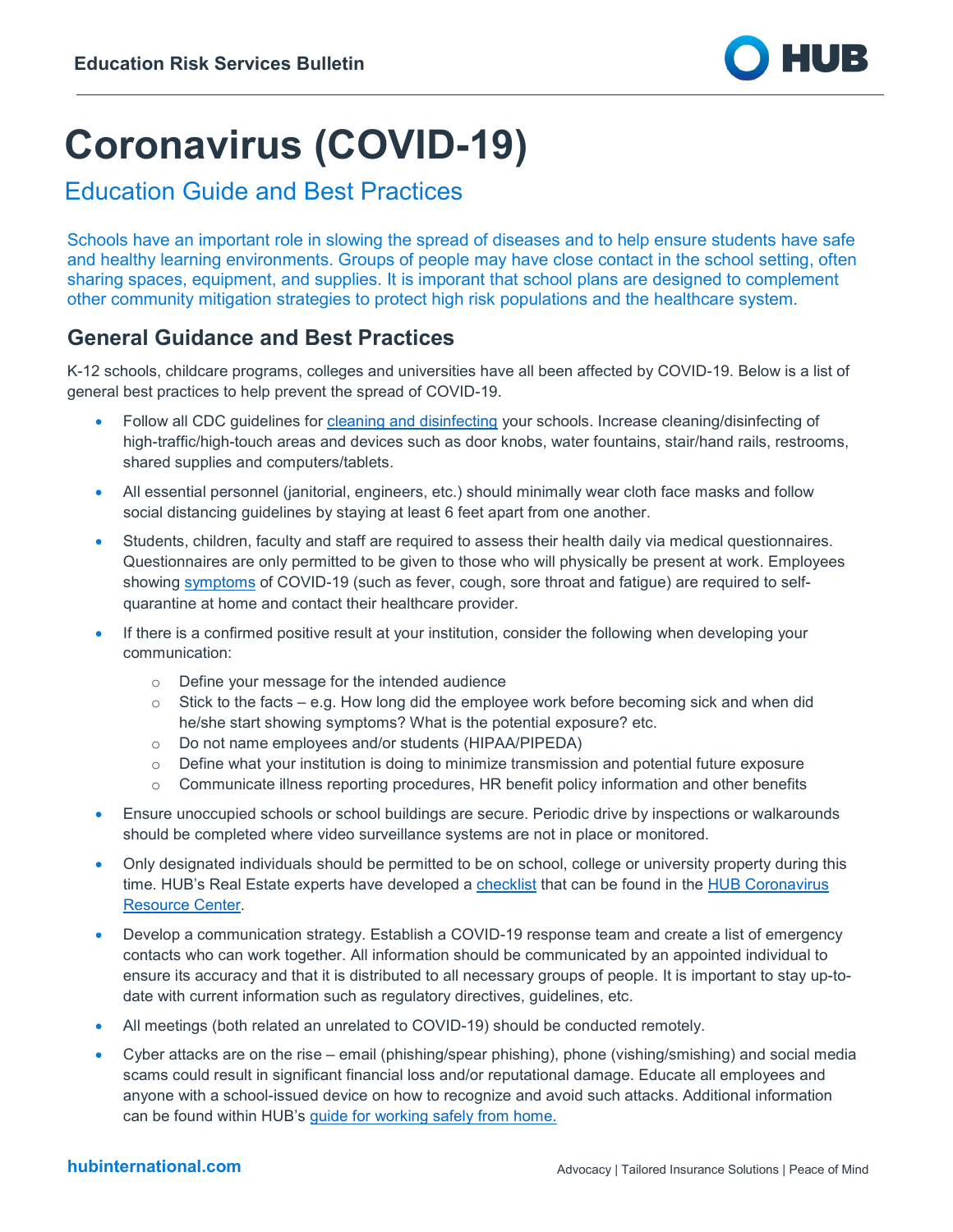# Coronavirus (COVID-19)

## Education Guide and Best Practices

Schools have an important role in slowing the spread of diseases and to help ensure students have safe and healthy learning environments. Groups of people may have close contact in the school setting, often sharing spaces, equipment, and supplies. It is imporant that school plans are designed to complement other community mitigation strategies to protect high risk populations and the healthcare system.

## General Guidance and Best Practices

K-12 schools, childcare programs, colleges and universities have all been affected by COVID-19. Below is a list of general best practices to help prevent the spread of COVID-19.

- Follow all CDC guidelines for cleaning and disinfecting your schools. Increase cleaning/disinfecting of high-traffic/high-touch areas and devices such as door knobs, water fountains, stair/hand rails, restrooms, shared supplies and computers/tablets.
- All essential personnel (janitorial, engineers, etc.) should minimally wear cloth face masks and follow social distancing guidelines by staying at least 6 feet apart from one another.
- Students, children, faculty and staff are required to assess their health daily via medical questionnaires. Questionnaires are only permitted to be given to those who will physically be present at work. Employees showing symptoms of COVID-19 (such as fever, cough, sore throat and fatigue) are required to self-quarantine at home and contact their healthcare provider.
- If there is a confirmed positive result at your institution, consider the following when developing your communication:
  - Define your message for the intended audience
  - Stick to the facts – e.g. How long did the employee work before becoming sick and when did he/she start showing symptoms? What is the potential exposure? etc.
  - Do not name employees and/or students (HIPAA/PIPEDA)
  - Define what your institution is doing to minimize transmission and potential future exposure
  - Communicate illness reporting procedures, HR benefit policy information and other benefits
- Ensure unoccupied schools or school buildings are secure. Periodic drive by inspections or walkarounds should be completed where video surveillance systems are not in place or monitored.
- Only designated individuals should be permitted to be on school, college or university property during this time. HUB's Real Estate experts have developed a checklist that can be found in the HUB Coronavirus Resource Center.
- Develop a communication strategy. Establish a COVID-19 response team and create a list of emergency contacts who can work together. All information should be communicated by an appointed individual to ensure its accuracy and that it is distributed to all necessary groups of people. It is important to stay up-to-date with current information such as regulatory directives, guidelines, etc.
- All meetings (both related an unrelated to COVID-19) should be conducted remotely.
- Cyber attacks are on the rise – email (phishing/spear phishing), phone (vishing/smishing) and social media scams could result in significant financial loss and/or reputational damage. Educate all employees and anyone with a school-issued device on how to recognize and avoid such attacks. Additional information can be found within HUB's guide for working safely from home.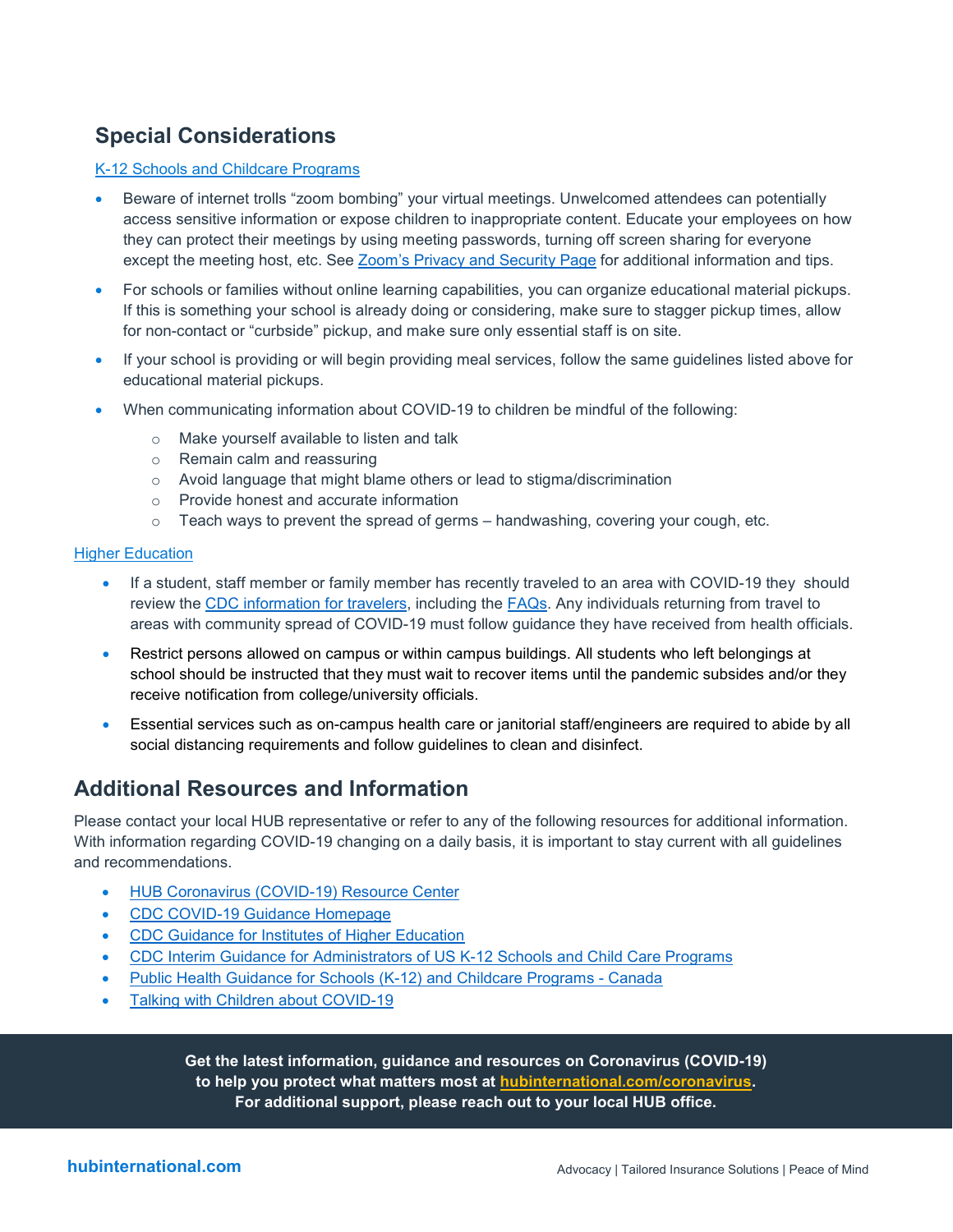## Special Considerations

K-12 Schools and Childcare Programs

- Beware of internet trolls "zoom bombing" your virtual meetings. Unwelcomed attendees can potentially access sensitive information or expose children to inappropriate content. Educate your employees on how they can protect their meetings by using meeting passwords, turning off screen sharing for everyone except the meeting host, etc. See Zoom's Privacy and Security Page for additional information and tips.
- For schools or families without online learning capabilities, you can organize educational material pickups. If this is something your school is already doing or considering, make sure to stagger pickup times, allow for non-contact or "curbside" pickup, and make sure only essential staff is on site.
- If your school is providing or will begin providing meal services, follow the same guidelines listed above for educational material pickups.
- When communicating information about COVID-19 to children be mindful of the following:
  - Make yourself available to listen and talk
  - Remain calm and reassuring
  - Avoid language that might blame others or lead to stigma/discrimination
  - Provide honest and accurate information
  - Teach ways to prevent the spread of germs – handwashing, covering your cough, etc.

Higher Education

- If a student, staff member or family member has recently traveled to an area with COVID-19 they should review the CDC information for travelers, including the FAQs. Any individuals returning from travel to areas with community spread of COVID-19 must follow guidance they have received from health officials.
- Restrict persons allowed on campus or within campus buildings. All students who left belongings at school should be instructed that they must wait to recover items until the pandemic subsides and/or they receive notification from college/university officials.
- Essential services such as on-campus health care or janitorial staff/engineers are required to abide by all social distancing requirements and follow guidelines to clean and disinfect.

## Additional Resources and Information

Please contact your local HUB representative or refer to any of the following resources for additional information. With information regarding COVID-19 changing on a daily basis, it is important to stay current with all guidelines and recommendations.

- HUB Coronavirus (COVID-19) Resource Center
- CDC COVID-19 Guidance Homepage
- CDC Guidance for Institutes of Higher Education
- CDC Interim Guidance for Administrators of US K-12 Schools and Child Care Programs
- Public Health Guidance for Schools (K-12) and Childcare Programs - Canada
- Talking with Children about COVID-19

**Get the latest information, guidance and resources on Coronavirus (COVID-19) to help you protect what matters most at hubinternational.com/coronavirus. For additional support, please reach out to your local HUB office.**

hubinternational.com

Advocacy | Tailored Insurance Solutions | Peace of Mind